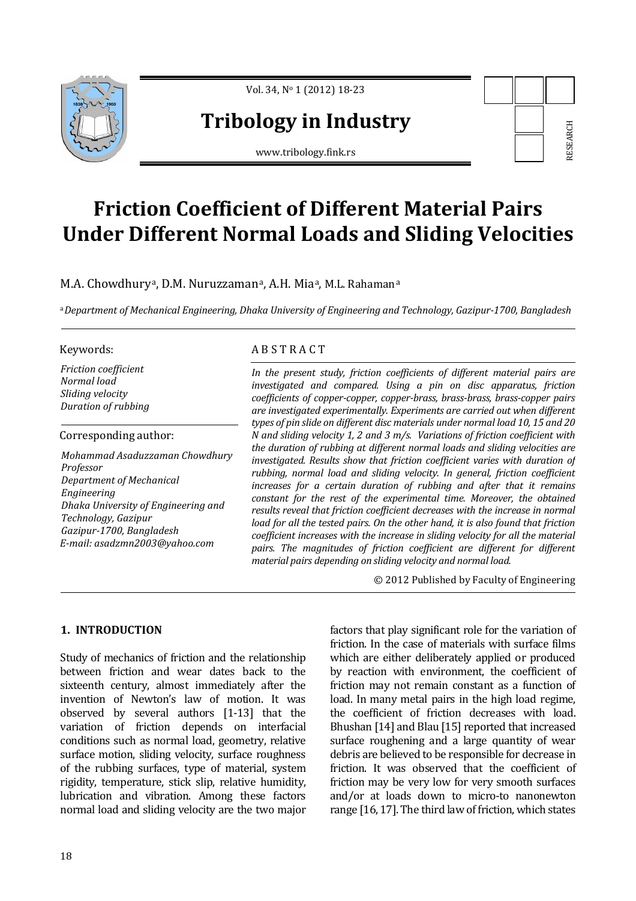# Friction Coefficient of Different Material Pairs Under Different Normal Loads and Sliding Velocities

M.A. Chowdhury[a], D.M. Nuruzzaman[a], A.H. Mia[a], M.L. Rahaman[a]

[a] *Department of Mechanical Engineering, Dhaka University of Engineering and Technology, Gazipur-1700, Bangladesh*

**Keywords:**

*Friction coefficient*
*Normal load*
*Sliding velocity*
*Duration of rubbing*

**Corresponding author:**

*Mohammad Asaduzzaman Chowdhury*
*Professor*
*Department of Mechanical Engineering*
*Dhaka University of Engineering and Technology, Gazipur*
*Gazipur-1700, Bangladesh*
*E-mail: asadzmn2003@yahoo.com*

## A B S T R A C T

*In the present study, friction coefficients of different material pairs are investigated and compared. Using a pin on disc apparatus, friction coefficients of copper-copper, copper-brass, brass-brass, brass-copper pairs are investigated experimentally. Experiments are carried out when different types of pin slide on different disc materials under normal load 10, 15 and 20 N and sliding velocity 1, 2 and 3 m/s. Variations of friction coefficient with the duration of rubbing at different normal loads and sliding velocities are investigated. Results show that friction coefficient varies with duration of rubbing, normal load and sliding velocity. In general, friction coefficient increases for a certain duration of rubbing and after that it remains constant for the rest of the experimental time. Moreover, the obtained results reveal that friction coefficient decreases with the increase in normal load for all the tested pairs. On the other hand, it is also found that friction coefficient increases with the increase in sliding velocity for all the material pairs. The magnitudes of friction coefficient are different for different material pairs depending on sliding velocity and normal load.*

© 2012 Published by Faculty of Engineering

## 1. INTRODUCTION

Study of mechanics of friction and the relationship between friction and wear dates back to the sixteenth century, almost immediately after the invention of Newton's law of motion. It was observed by several authors [1-13] that the variation of friction depends on interfacial conditions such as normal load, geometry, relative surface motion, sliding velocity, surface roughness of the rubbing surfaces, type of material, system rigidity, temperature, stick slip, relative humidity, lubrication and vibration. Among these factors normal load and sliding velocity are the two major factors that play significant role for the variation of friction. In the case of materials with surface films which are either deliberately applied or produced by reaction with environment, the coefficient of friction may not remain constant as a function of load. In many metal pairs in the high load regime, the coefficient of friction decreases with load. Bhushan [14] and Blau [15] reported that increased surface roughening and a large quantity of wear debris are believed to be responsible for decrease in friction. It was observed that the coefficient of friction may be very low for very smooth surfaces and/or at loads down to micro-to nanonewton range [16, 17]. The third law of friction, which states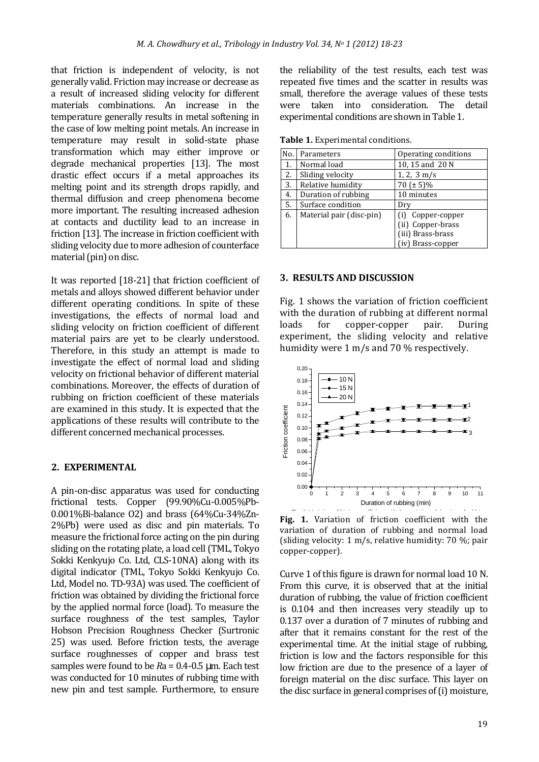that friction is independent of velocity, is not generally valid. Friction may increase or decrease as a result of increased sliding velocity for different materials combinations. An increase in the temperature generally results in metal softening in the case of low melting point metals. An increase in temperature may result in solid-state phase transformation which may either improve or degrade mechanical properties [13]. The most drastic effect occurs if a metal approaches its melting point and its strength drops rapidly, and thermal diffusion and creep phenomena become more important. The resulting increased adhesion at contacts and ductility lead to an increase in friction [13]. The increase in friction coefficient with sliding velocity due to more adhesion of counterface material (pin) on disc.

It was reported [18-21] that friction coefficient of metals and alloys showed different behavior under different operating conditions. In spite of these investigations, the effects of normal load and sliding velocity on friction coefficient of different material pairs are yet to be clearly understood. Therefore, in this study an attempt is made to investigate the effect of normal load and sliding velocity on frictional behavior of different material combinations. Moreover, the effects of duration of rubbing on friction coefficient of these materials are examined in this study. It is expected that the applications of these results will contribute to the different concerned mechanical processes.

## 2. EXPERIMENTAL

A pin-on-disc apparatus was used for conducting frictional tests. Copper (99.90%Cu-0.005%Pb-0.001%Bi-balance O2) and brass (64%Cu-34%Zn-2%Pb) were used as disc and pin materials. To measure the frictional force acting on the pin during sliding on the rotating plate, a load cell (TML, Tokyo Sokki Kenkyujo Co. Ltd, CLS-10NA) along with its digital indicator (TML, Tokyo Sokki Kenkyujo Co. Ltd, Model no. TD-93A) was used. The coefficient of friction was obtained by dividing the frictional force by the applied normal force (load). To measure the surface roughness of the test samples, Taylor Hobson Precision Roughness Checker (Surtronic 25) was used. Before friction tests, the average surface roughnesses of copper and brass test samples were found to be $Ra$ = 0.4-0.5 μm. Each test was conducted for 10 minutes of rubbing time with new pin and test sample. Furthermore, to ensure the reliability of the test results, each test was repeated five times and the scatter in results was small, therefore the average values of these tests were taken into consideration. The detail experimental conditions are shown in Table 1.

**Table 1.** Experimental conditions.

| No. | Parameters | Operating conditions |
|---|---|---|
| 1. | Normal load | 10, 15 and 20 N |
| 2. | Sliding velocity | 1, 2, 3 m/s |
| 3. | Relative humidity | 70 (± 5)% |
| 4. | Duration of rubbing | 10 minutes |
| 5. | Surface condition | Dry |
| 6. | Material pair (disc-pin) | (i) Copper-copper<br>(ii) Copper-brass<br>(iii) Brass-brass<br>(iv) Brass-copper |

## 3. RESULTS AND DISCUSSION

Fig. 1 shows the variation of friction coefficient with the duration of rubbing at different normal loads for copper-copper pair. During experiment, the sliding velocity and relative humidity were 1 m/s and 70 % respectively.

**Fig. 1.** Variation of friction coefficient with the variation of duration of rubbing and normal load (sliding velocity: 1 m/s, relative humidity: 70 %; pair copper-copper).

Curve 1 of this figure is drawn for normal load 10 N. From this curve, it is observed that at the initial duration of rubbing, the value of friction coefficient is 0.104 and then increases very steadily up to 0.137 over a duration of 7 minutes of rubbing and after that it remains constant for the rest of the experimental time. At the initial stage of rubbing, friction is low and the factors responsible for this low friction are due to the presence of a layer of foreign material on the disc surface. This layer on the disc surface in general comprises of (i) moisture,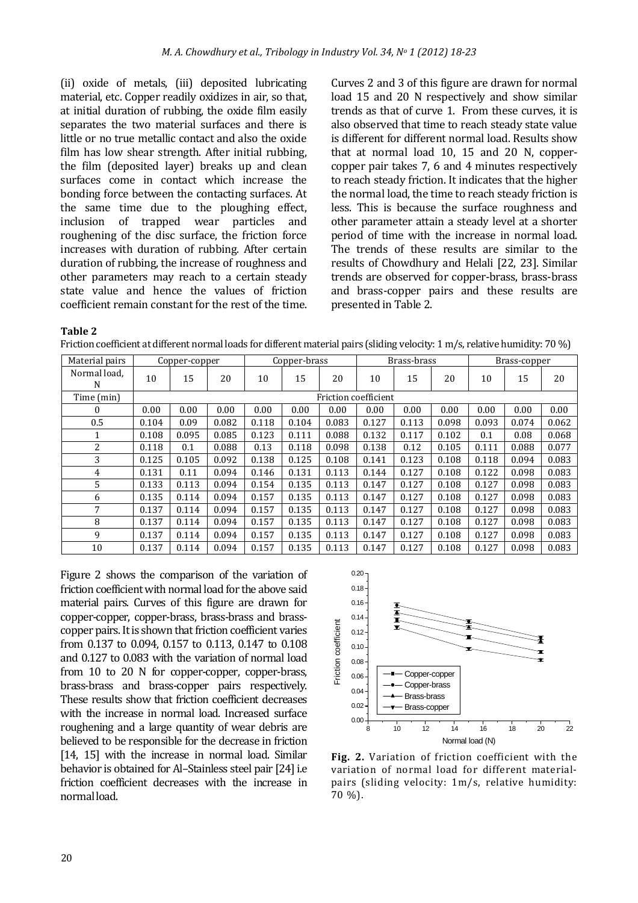(ii) oxide of metals, (iii) deposited lubricating material, etc. Copper readily oxidizes in air, so that, at initial duration of rubbing, the oxide film easily separates the two material surfaces and there is little or no true metallic contact and also the oxide film has low shear strength. After initial rubbing, the film (deposited layer) breaks up and clean surfaces come in contact which increase the bonding force between the contacting surfaces. At the same time due to the ploughing effect, inclusion of trapped wear particles and roughening of the disc surface, the friction force increases with duration of rubbing. After certain duration of rubbing, the increase of roughness and other parameters may reach to a certain steady state value and hence the values of friction coefficient remain constant for the rest of the time.

Curves 2 and 3 of this figure are drawn for normal load 15 and 20 N respectively and show similar trends as that of curve 1. From these curves, it is also observed that time to reach steady state value is different for different normal load. Results show that at normal load 10, 15 and 20 N, copper-copper pair takes 7, 6 and 4 minutes respectively to reach steady friction. It indicates that the higher the normal load, the time to reach steady friction is less. This is because the surface roughness and other parameter attain a steady level at a shorter period of time with the increase in normal load. The trends of these results are similar to the results of Chowdhury and Helali [22, 23]. Similar trends are observed for copper-brass, brass-brass and brass-copper pairs and these results are presented in Table 2.

**Table 2**

Friction coefficient at different normal loads for different material pairs (sliding velocity: 1 m/s, relative humidity: 70 %)

| Material pairs | Copper-copper | | | Copper-brass | | | Brass-brass | | | Brass-copper | | |
|---|---|---|---|---|---|---|---|---|---|---|---|---|
| Normal load, N | 10 | 15 | 20 | 10 | 15 | 20 | 10 | 15 | 20 | 10 | 15 | 20 |
| Time (min) | Friction coefficient | | | | | | | | | | | |
| 0 | 0.00 | 0.00 | 0.00 | 0.00 | 0.00 | 0.00 | 0.00 | 0.00 | 0.00 | 0.00 | 0.00 | 0.00 |
| 0.5 | 0.104 | 0.09 | 0.082 | 0.118 | 0.104 | 0.083 | 0.127 | 0.113 | 0.098 | 0.093 | 0.074 | 0.062 |
| 1 | 0.108 | 0.095 | 0.085 | 0.123 | 0.111 | 0.088 | 0.132 | 0.117 | 0.102 | 0.1 | 0.08 | 0.068 |
| 2 | 0.118 | 0.1 | 0.088 | 0.13 | 0.118 | 0.098 | 0.138 | 0.12 | 0.105 | 0.111 | 0.088 | 0.077 |
| 3 | 0.125 | 0.105 | 0.092 | 0.138 | 0.125 | 0.108 | 0.141 | 0.123 | 0.108 | 0.118 | 0.094 | 0.083 |
| 4 | 0.131 | 0.11 | 0.094 | 0.146 | 0.131 | 0.113 | 0.144 | 0.127 | 0.108 | 0.122 | 0.098 | 0.083 |
| 5 | 0.133 | 0.113 | 0.094 | 0.154 | 0.135 | 0.113 | 0.147 | 0.127 | 0.108 | 0.127 | 0.098 | 0.083 |
| 6 | 0.135 | 0.114 | 0.094 | 0.157 | 0.135 | 0.113 | 0.147 | 0.127 | 0.108 | 0.127 | 0.098 | 0.083 |
| 7 | 0.137 | 0.114 | 0.094 | 0.157 | 0.135 | 0.113 | 0.147 | 0.127 | 0.108 | 0.127 | 0.098 | 0.083 |
| 8 | 0.137 | 0.114 | 0.094 | 0.157 | 0.135 | 0.113 | 0.147 | 0.127 | 0.108 | 0.127 | 0.098 | 0.083 |
| 9 | 0.137 | 0.114 | 0.094 | 0.157 | 0.135 | 0.113 | 0.147 | 0.127 | 0.108 | 0.127 | 0.098 | 0.083 |
| 10 | 0.137 | 0.114 | 0.094 | 0.157 | 0.135 | 0.113 | 0.147 | 0.127 | 0.108 | 0.127 | 0.098 | 0.083 |

Figure 2 shows the comparison of the variation of friction coefficient with normal load for the above said material pairs. Curves of this figure are drawn for copper-copper, copper-brass, brass-brass and brass-copper pairs. It is shown that friction coefficient varies from 0.137 to 0.094, 0.157 to 0.113, 0.147 to 0.108 and 0.127 to 0.083 with the variation of normal load from 10 to 20 N for copper-copper, copper-brass, brass-brass and brass-copper pairs respectively. These results show that friction coefficient decreases with the increase in normal load. Increased surface roughening and a large quantity of wear debris are believed to be responsible for the decrease in friction [14, 15] with the increase in normal load. Similar behavior is obtained for Al–Stainless steel pair [24] i.e friction coefficient decreases with the increase in normal load.

**Fig. 2.** Variation of friction coefficient with the variation of normal load for different material-pairs (sliding velocity: 1m/s, relative humidity: 70 %).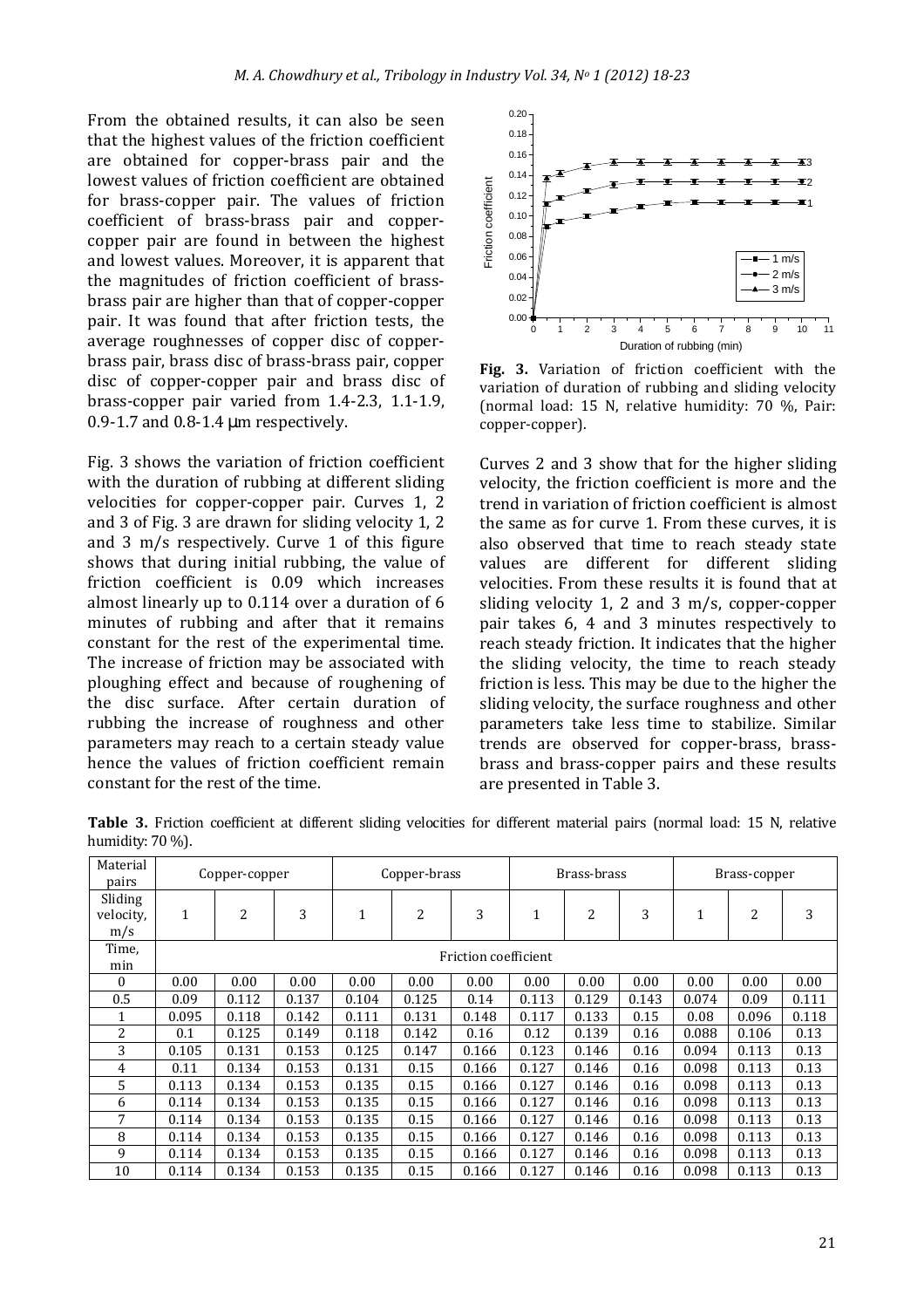From the obtained results, it can also be seen that the highest values of the friction coefficient are obtained for copper-brass pair and the lowest values of friction coefficient are obtained for brass-copper pair. The values of friction coefficient of brass-brass pair and copper-copper pair are found in between the highest and lowest values. Moreover, it is apparent that the magnitudes of friction coefficient of brass-brass pair are higher than that of copper-copper pair. It was found that after friction tests, the average roughnesses of copper disc of copper-brass pair, brass disc of brass-brass pair, copper disc of copper-copper pair and brass disc of brass-copper pair varied from 1.4-2.3, 1.1-1.9, 0.9-1.7 and 0.8-1.4 μm respectively.

Fig. 3 shows the variation of friction coefficient with the duration of rubbing at different sliding velocities for copper-copper pair. Curves 1, 2 and 3 of Fig. 3 are drawn for sliding velocity 1, 2 and 3 m/s respectively. Curve 1 of this figure shows that during initial rubbing, the value of friction coefficient is 0.09 which increases almost linearly up to 0.114 over a duration of 6 minutes of rubbing and after that it remains constant for the rest of the experimental time. The increase of friction may be associated with ploughing effect and because of roughening of the disc surface. After certain duration of rubbing the increase of roughness and other parameters may reach to a certain steady value hence the values of friction coefficient remain constant for the rest of the time.

**Fig. 3.** Variation of friction coefficient with the variation of duration of rubbing and sliding velocity (normal load: 15 N, relative humidity: 70 %, Pair: copper-copper).

Curves 2 and 3 show that for the higher sliding velocity, the friction coefficient is more and the trend in variation of friction coefficient is almost the same as for curve 1. From these curves, it is also observed that time to reach steady state values are different for different sliding velocities. From these results it is found that at sliding velocity 1, 2 and 3 m/s, copper-copper pair takes 6, 4 and 3 minutes respectively to reach steady friction. It indicates that the higher the sliding velocity, the time to reach steady friction is less. This may be due to the higher the sliding velocity, the surface roughness and other parameters take less time to stabilize. Similar trends are observed for copper-brass, brass-brass and brass-copper pairs and these results are presented in Table 3.

**Table 3.** Friction coefficient at different sliding velocities for different material pairs (normal load: 15 N, relative humidity: 70 %).

| Material pairs | Copper-copper | | | Copper-brass | | | Brass-brass | | | Brass-copper | | |
|---|---|---|---|---|---|---|---|---|---|---|---|---|
| Sliding velocity, m/s | 1 | 2 | 3 | 1 | 2 | 3 | 1 | 2 | 3 | 1 | 2 | 3 |
| Time, min | Friction coefficient | | | | | | | | | | | |
| 0 | 0.00 | 0.00 | 0.00 | 0.00 | 0.00 | 0.00 | 0.00 | 0.00 | 0.00 | 0.00 | 0.00 | 0.00 |
| 0.5 | 0.09 | 0.112 | 0.137 | 0.104 | 0.125 | 0.14 | 0.113 | 0.129 | 0.143 | 0.074 | 0.09 | 0.111 |
| 1 | 0.095 | 0.118 | 0.142 | 0.111 | 0.131 | 0.148 | 0.117 | 0.133 | 0.15 | 0.08 | 0.096 | 0.118 |
| 2 | 0.1 | 0.125 | 0.149 | 0.118 | 0.142 | 0.16 | 0.12 | 0.139 | 0.16 | 0.088 | 0.106 | 0.13 |
| 3 | 0.105 | 0.131 | 0.153 | 0.125 | 0.147 | 0.166 | 0.123 | 0.146 | 0.16 | 0.094 | 0.113 | 0.13 |
| 4 | 0.11 | 0.134 | 0.153 | 0.131 | 0.15 | 0.166 | 0.127 | 0.146 | 0.16 | 0.098 | 0.113 | 0.13 |
| 5 | 0.113 | 0.134 | 0.153 | 0.135 | 0.15 | 0.166 | 0.127 | 0.146 | 0.16 | 0.098 | 0.113 | 0.13 |
| 6 | 0.114 | 0.134 | 0.153 | 0.135 | 0.15 | 0.166 | 0.127 | 0.146 | 0.16 | 0.098 | 0.113 | 0.13 |
| 7 | 0.114 | 0.134 | 0.153 | 0.135 | 0.15 | 0.166 | 0.127 | 0.146 | 0.16 | 0.098 | 0.113 | 0.13 |
| 8 | 0.114 | 0.134 | 0.153 | 0.135 | 0.15 | 0.166 | 0.127 | 0.146 | 0.16 | 0.098 | 0.113 | 0.13 |
| 9 | 0.114 | 0.134 | 0.153 | 0.135 | 0.15 | 0.166 | 0.127 | 0.146 | 0.16 | 0.098 | 0.113 | 0.13 |
| 10 | 0.114 | 0.134 | 0.153 | 0.135 | 0.15 | 0.166 | 0.127 | 0.146 | 0.16 | 0.098 | 0.113 | 0.13 |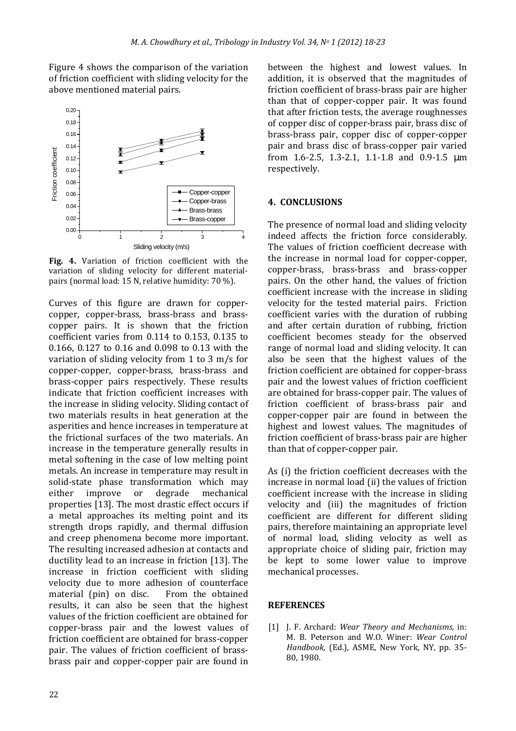Figure 4 shows the comparison of the variation of friction coefficient with sliding velocity for the above mentioned material pairs.

**Fig. 4.** Variation of friction coefficient with the variation of sliding velocity for different material-pairs (normal load: 15 N, relative humidity: 70 %).

Curves of this figure are drawn for copper-copper, copper-brass, brass-brass and brass-copper pairs. It is shown that the friction coefficient varies from 0.114 to 0.153, 0.135 to 0.166, 0.127 to 0.16 and 0.098 to 0.13 with the variation of sliding velocity from 1 to 3 m/s for copper-copper, copper-brass, brass-brass and brass-copper pairs respectively. These results indicate that friction coefficient increases with the increase in sliding velocity. Sliding contact of two materials results in heat generation at the asperities and hence increases in temperature at the frictional surfaces of the two materials. An increase in the temperature generally results in metal softening in the case of low melting point metals. An increase in temperature may result in solid-state phase transformation which may either improve or degrade mechanical properties [13]. The most drastic effect occurs if a metal approaches its melting point and its strength drops rapidly, and thermal diffusion and creep phenomena become more important. The resulting increased adhesion at contacts and ductility lead to an increase in friction [13]. The increase in friction coefficient with sliding velocity due to more adhesion of counterface material (pin) on disc. From the obtained results, it can also be seen that the highest values of the friction coefficient are obtained for copper-brass pair and the lowest values of friction coefficient are obtained for brass-copper pair. The values of friction coefficient of brass-brass pair and copper-copper pair are found in between the highest and lowest values. In addition, it is observed that the magnitudes of friction coefficient of brass-brass pair are higher than that of copper-copper pair. It was found that after friction tests, the average roughnesses of copper disc of copper-brass pair, brass disc of brass-brass pair, copper disc of copper-copper pair and brass disc of brass-copper pair varied from 1.6-2.5, 1.3-2.1, 1.1-1.8 and 0.9-1.5 μm respectively.

## 4. CONCLUSIONS

The presence of normal load and sliding velocity indeed affects the friction force considerably. The values of friction coefficient decrease with the increase in normal load for copper-copper, copper-brass, brass-brass and brass-copper pairs. On the other hand, the values of friction coefficient increase with the increase in sliding velocity for the tested material pairs. Friction coefficient varies with the duration of rubbing and after certain duration of rubbing, friction coefficient becomes steady for the observed range of normal load and sliding velocity. It can also be seen that the highest values of the friction coefficient are obtained for copper-brass pair and the lowest values of friction coefficient are obtained for brass-copper pair. The values of friction coefficient of brass-brass pair and copper-copper pair are found in between the highest and lowest values. The magnitudes of friction coefficient of brass-brass pair are higher than that of copper-copper pair.

As (i) the friction coefficient decreases with the increase in normal load (ii) the values of friction coefficient increase with the increase in sliding velocity and (iii) the magnitudes of friction coefficient are different for different sliding pairs, therefore maintaining an appropriate level of normal load, sliding velocity as well as appropriate choice of sliding pair, friction may be kept to some lower value to improve mechanical processes.

## REFERENCES

[1] J. F. Archard: *Wear Theory and Mechanisms,* in: M. B. Peterson and W.O. Winer: *Wear Control Handbook,* (Ed.), ASME, New York, NY, pp. 35-80, 1980.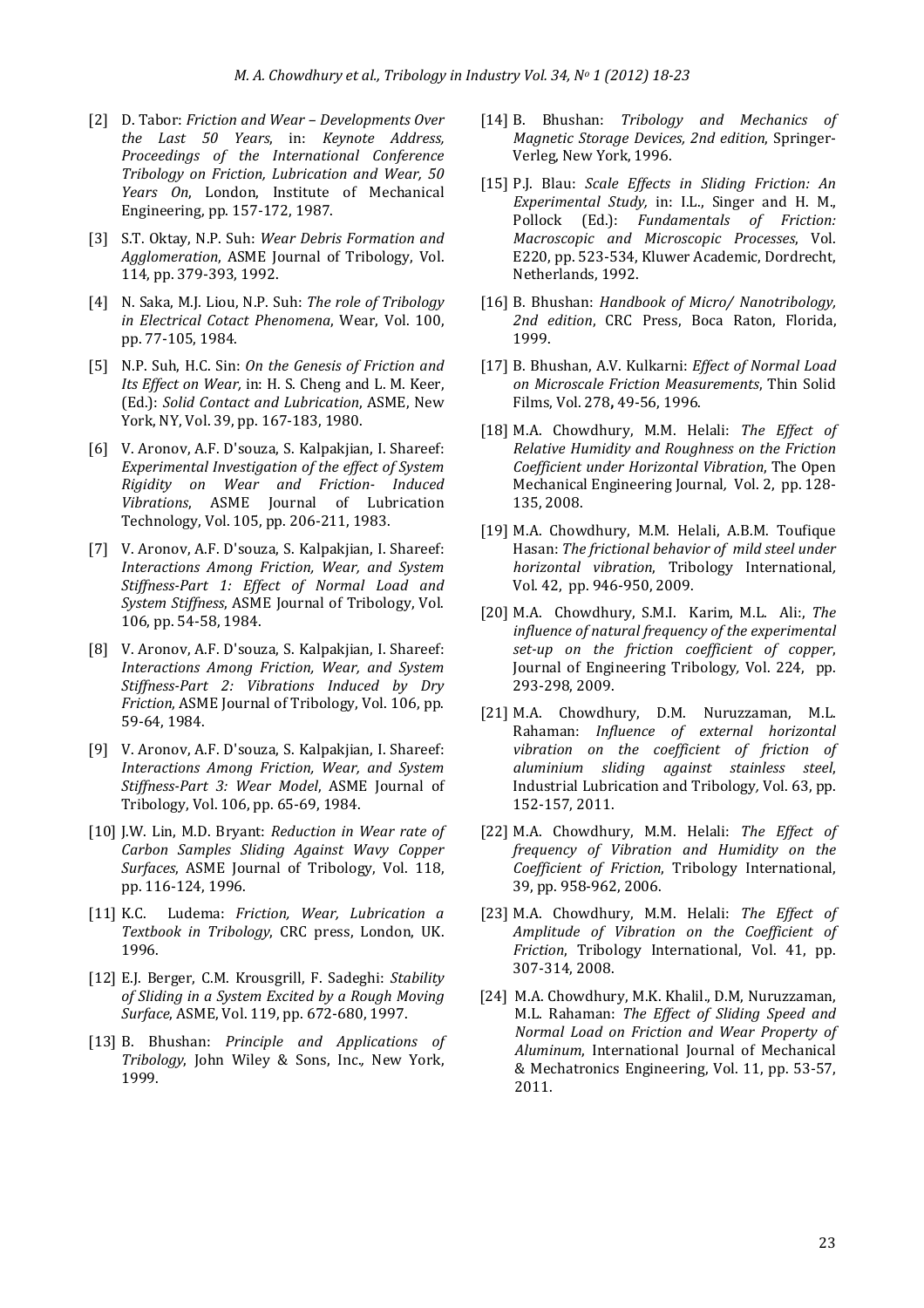[2] D. Tabor: *Friction and Wear – Developments Over the Last 50 Years*, in: *Keynote Address, Proceedings of the International Conference Tribology on Friction, Lubrication and Wear, 50 Years On*, London, Institute of Mechanical Engineering, pp. 157-172, 1987.

[3] S.T. Oktay, N.P. Suh: *Wear Debris Formation and Agglomeration*, ASME Journal of Tribology, Vol. 114, pp. 379-393, 1992.

[4] N. Saka, M.J. Liou, N.P. Suh: *The role of Tribology in Electrical Cotact Phenomena*, Wear, Vol. 100, pp. 77-105, 1984.

[5] N.P. Suh, H.C. Sin: *On the Genesis of Friction and Its Effect on Wear,* in: H. S. Cheng and L. M. Keer, (Ed.): *Solid Contact and Lubrication*, ASME, New York, NY, Vol. 39, pp. 167-183, 1980.

[6] V. Aronov, A.F. D'souza, S. Kalpakjian, I. Shareef: *Experimental Investigation of the effect of System Rigidity on Wear and Friction- Induced Vibrations*, ASME Journal of Lubrication Technology, Vol. 105, pp. 206-211, 1983.

[7] V. Aronov, A.F. D'souza, S. Kalpakjian, I. Shareef: *Interactions Among Friction, Wear, and System Stiffness-Part 1: Effect of Normal Load and System Stiffness*, ASME Journal of Tribology, Vol. 106, pp. 54-58, 1984.

[8] V. Aronov, A.F. D'souza, S. Kalpakjian, I. Shareef: *Interactions Among Friction, Wear, and System Stiffness-Part 2: Vibrations Induced by Dry Friction*, ASME Journal of Tribology, Vol. 106, pp. 59-64, 1984.

[9] V. Aronov, A.F. D'souza, S. Kalpakjian, I. Shareef: *Interactions Among Friction, Wear, and System Stiffness-Part 3: Wear Model*, ASME Journal of Tribology, Vol. 106, pp. 65-69, 1984.

[10] J.W. Lin, M.D. Bryant: *Reduction in Wear rate of Carbon Samples Sliding Against Wavy Copper Surfaces*, ASME Journal of Tribology, Vol. 118, pp. 116-124, 1996.

[11] K.C. Ludema: *Friction, Wear, Lubrication a Textbook in Tribology*, CRC press, London, UK. 1996.

[12] E.J. Berger, C.M. Krousgrill, F. Sadeghi: *Stability of Sliding in a System Excited by a Rough Moving Surface*, ASME, Vol. 119, pp. 672-680, 1997.

[13] B. Bhushan: *Principle and Applications of Tribology*, John Wiley & Sons, Inc., New York, 1999.

[14] B. Bhushan: *Tribology and Mechanics of Magnetic Storage Devices, 2nd edition*, Springer-Verleg, New York, 1996.

[15] P.J. Blau: *Scale Effects in Sliding Friction: An Experimental Study,* in: I.L., Singer and H. M., Pollock (Ed.): *Fundamentals of Friction: Macroscopic and Microscopic Processes*, Vol. E220, pp. 523-534, Kluwer Academic, Dordrecht, Netherlands, 1992.

[16] B. Bhushan: *Handbook of Micro/ Nanotribology, 2nd edition*, CRC Press, Boca Raton, Florida, 1999.

[17] B. Bhushan, A.V. Kulkarni: *Effect of Normal Load on Microscale Friction Measurements*, Thin Solid Films, Vol. 278**,** 49-56, 1996.

[18] M.A. Chowdhury, M.M. Helali: *The Effect of Relative Humidity and Roughness on the Friction Coefficient under Horizontal Vibration*, The Open Mechanical Engineering Journal*,* Vol. 2, pp. 128-135, 2008.

[19] M.A. Chowdhury, M.M. Helali, A.B.M. Toufique Hasan: *The frictional behavior of mild steel under horizontal vibration*, Tribology International*,* Vol. 42, pp. 946-950, 2009.

[20] M.A. Chowdhury, S.M.I. Karim, M.L. Ali:, *The influence of natural frequency of the experimental set-up on the friction coefficient of copper*, Journal of Engineering Tribology*,* Vol. 224, pp. 293-298, 2009.

[21] M.A. Chowdhury, D.M. Nuruzzaman, M.L. Rahaman: *Influence of external horizontal vibration on the coefficient of friction of aluminium sliding against stainless steel*, Industrial Lubrication and Tribology*,* Vol. 63, pp. 152-157, 2011.

[22] M.A. Chowdhury, M.M. Helali: *The Effect of frequency of Vibration and Humidity on the Coefficient of Friction*, Tribology International, 39, pp. 958-962, 2006.

[23] M.A. Chowdhury, M.M. Helali: *The Effect of Amplitude of Vibration on the Coefficient of Friction*, Tribology International, Vol. 41, pp. 307-314, 2008.

[24] M.A. Chowdhury, M.K. Khalil., D.M, Nuruzzaman, M.L. Rahaman: *The Effect of Sliding Speed and Normal Load on Friction and Wear Property of Aluminum*, International Journal of Mechanical & Mechatronics Engineering, Vol. 11, pp. 53-57, 2011.